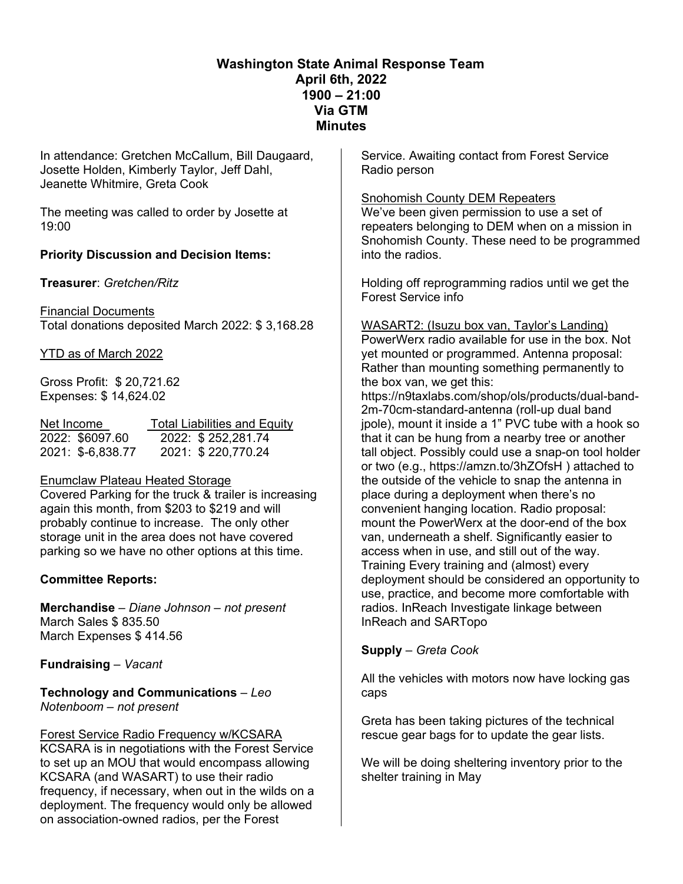# Washington State Animal Response Team
## April 6th, 2022
## 1900 – 21:00
## Via GTM
## Minutes

In attendance: Gretchen McCallum, Bill Daugaard, Josette Holden, Kimberly Taylor, Jeff Dahl, Jeanette Whitmire, Greta Cook

The meeting was called to order by Josette at 19:00

**Priority Discussion and Decision Items:**

**Treasurer**: *Gretchen/Ritz*

Financial Documents
Total donations deposited March 2022: $ 3,168.28

YTD as of March 2022

Gross Profit: $ 20,721.62
Expenses: $ 14,624.02

| Net Income | Total Liabilities and Equity |
|---|---|
| 2022: $6097.60 | 2022: $ 252,281.74 |
| 2021: $-6,838.77 | 2021: $ 220,770.24 |

Enumclaw Plateau Heated Storage
Covered Parking for the truck & trailer is increasing again this month, from $203 to $219 and will probably continue to increase. The only other storage unit in the area does not have covered parking so we have no other options at this time.

**Committee Reports:**

**Merchandise** – *Diane Johnson – not present*
March Sales $ 835.50
March Expenses $ 414.56

**Fundraising** – *Vacant*

**Technology and Communications** – *Leo Notenboom – not present*

Forest Service Radio Frequency w/KCSARA
KCSARA is in negotiations with the Forest Service to set up an MOU that would encompass allowing KCSARA (and WASART) to use their radio frequency, if necessary, when out in the wilds on a deployment. The frequency would only be allowed on association-owned radios, per the Forest Service. Awaiting contact from Forest Service Radio person

Snohomish County DEM Repeaters
We've been given permission to use a set of repeaters belonging to DEM when on a mission in Snohomish County. These need to be programmed into the radios.

Holding off reprogramming radios until we get the Forest Service info

WASART2: (Isuzu box van, Taylor's Landing)
PowerWerx radio available for use in the box. Not yet mounted or programmed. Antenna proposal: Rather than mounting something permanently to the box van, we get this: https://n9taxlabs.com/shop/ols/products/dual-band-2m-70cm-standard-antenna (roll-up dual band jpole), mount it inside a 1" PVC tube with a hook so that it can be hung from a nearby tree or another tall object. Possibly could use a snap-on tool holder or two (e.g., https://amzn.to/3hZOfsH ) attached to the outside of the vehicle to snap the antenna in place during a deployment when there's no convenient hanging location. Radio proposal: mount the PowerWerx at the door-end of the box van, underneath a shelf. Significantly easier to access when in use, and still out of the way. Training Every training and (almost) every deployment should be considered an opportunity to use, practice, and become more comfortable with radios. InReach Investigate linkage between InReach and SARTopo

**Supply** – *Greta Cook*

All the vehicles with motors now have locking gas caps

Greta has been taking pictures of the technical rescue gear bags for to update the gear lists.

We will be doing sheltering inventory prior to the shelter training in May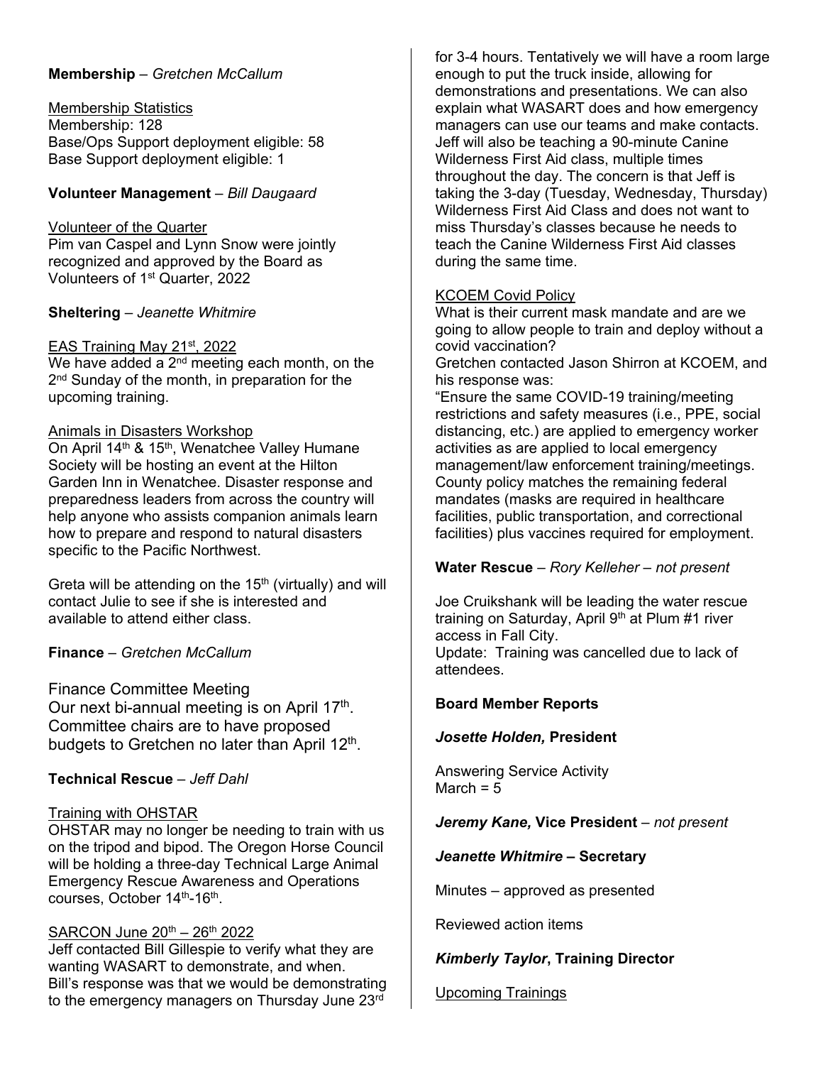**Membership** – *Gretchen McCallum*

Membership Statistics
Membership: 128
Base/Ops Support deployment eligible: 58
Base Support deployment eligible: 1

**Volunteer Management** – *Bill Daugaard*

Volunteer of the Quarter
Pim van Caspel and Lynn Snow were jointly recognized and approved by the Board as Volunteers of 1st Quarter, 2022

**Sheltering** – *Jeanette Whitmire*

EAS Training May 21st, 2022
We have added a 2nd meeting each month, on the 2nd Sunday of the month, in preparation for the upcoming training.

Animals in Disasters Workshop
On April 14th & 15th, Wenatchee Valley Humane Society will be hosting an event at the Hilton Garden Inn in Wenatchee. Disaster response and preparedness leaders from across the country will help anyone who assists companion animals learn how to prepare and respond to natural disasters specific to the Pacific Northwest.

Greta will be attending on the 15th (virtually) and will contact Julie to see if she is interested and available to attend either class.

**Finance** – *Gretchen McCallum*

Finance Committee Meeting
Our next bi-annual meeting is on April 17th. Committee chairs are to have proposed budgets to Gretchen no later than April 12th.

**Technical Rescue** – *Jeff Dahl*

Training with OHSTAR
OHSTAR may no longer be needing to train with us on the tripod and bipod. The Oregon Horse Council will be holding a three-day Technical Large Animal Emergency Rescue Awareness and Operations courses, October 14th-16th.

SARCON June 20th – 26th 2022
Jeff contacted Bill Gillespie to verify what they are wanting WASART to demonstrate, and when. Bill's response was that we would be demonstrating to the emergency managers on Thursday June 23rd for 3-4 hours. Tentatively we will have a room large enough to put the truck inside, allowing for demonstrations and presentations. We can also explain what WASART does and how emergency managers can use our teams and make contacts. Jeff will also be teaching a 90-minute Canine Wilderness First Aid class, multiple times throughout the day. The concern is that Jeff is taking the 3-day (Tuesday, Wednesday, Thursday) Wilderness First Aid Class and does not want to miss Thursday's classes because he needs to teach the Canine Wilderness First Aid classes during the same time.

KCOEM Covid Policy
What is their current mask mandate and are we going to allow people to train and deploy without a covid vaccination?
Gretchen contacted Jason Shirron at KCOEM, and his response was:
"Ensure the same COVID-19 training/meeting restrictions and safety measures (i.e., PPE, social distancing, etc.) are applied to emergency worker activities as are applied to local emergency management/law enforcement training/meetings. County policy matches the remaining federal mandates (masks are required in healthcare facilities, public transportation, and correctional facilities) plus vaccines required for employment.

**Water Rescue** – *Rory Kelleher – not present*

Joe Cruikshank will be leading the water rescue training on Saturday, April 9th at Plum #1 river access in Fall City.
Update: Training was cancelled due to lack of attendees.

**Board Member Reports**

***Josette Holden,* President**

Answering Service Activity
March = 5

***Jeremy Kane,* Vice President** – *not present*

***Jeanette Whitmire* – Secretary**

Minutes – approved as presented

Reviewed action items

***Kimberly Taylor*, Training Director**

Upcoming Trainings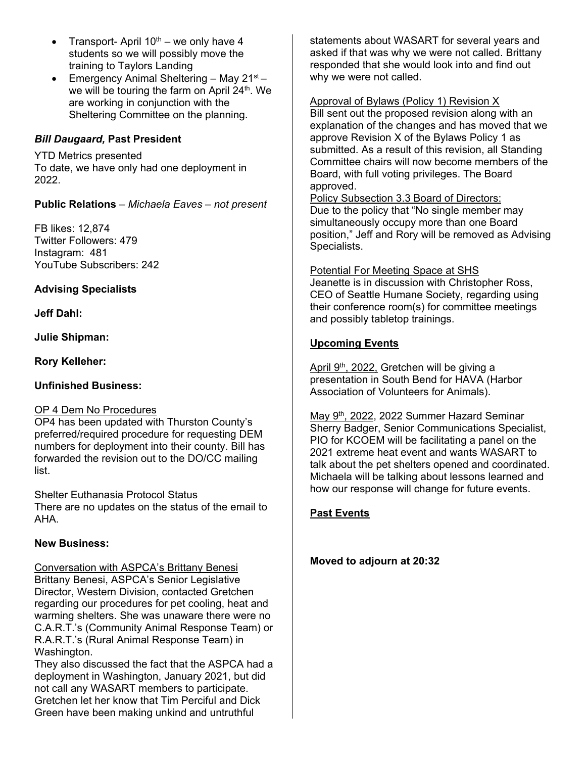- Transport- April 10th – we only have 4 students so we will possibly move the training to Taylors Landing
- Emergency Animal Sheltering – May 21st – we will be touring the farm on April 24th. We are working in conjunction with the Sheltering Committee on the planning.

***Bill Daugaard,* Past President**

YTD Metrics presented
To date, we have only had one deployment in 2022.

**Public Relations** – *Michaela Eaves – not present*

FB likes: 12,874
Twitter Followers: 479
Instagram: 481
YouTube Subscribers: 242

**Advising Specialists**

**Jeff Dahl:**

**Julie Shipman:**

**Rory Kelleher:**

**Unfinished Business:**

OP 4 Dem No Procedures
OP4 has been updated with Thurston County's preferred/required procedure for requesting DEM numbers for deployment into their county. Bill has forwarded the revision out to the DO/CC mailing list.

Shelter Euthanasia Protocol Status
There are no updates on the status of the email to AHA.

**New Business:**

Conversation with ASPCA's Brittany Benesi
Brittany Benesi, ASPCA's Senior Legislative Director, Western Division, contacted Gretchen regarding our procedures for pet cooling, heat and warming shelters. She was unaware there were no C.A.R.T.'s (Community Animal Response Team) or R.A.R.T.'s (Rural Animal Response Team) in Washington.
They also discussed the fact that the ASPCA had a deployment in Washington, January 2021, but did not call any WASART members to participate. Gretchen let her know that Tim Perciful and Dick Green have been making unkind and untruthful statements about WASART for several years and asked if that was why we were not called. Brittany responded that she would look into and find out why we were not called.

Approval of Bylaws (Policy 1) Revision X
Bill sent out the proposed revision along with an explanation of the changes and has moved that we approve Revision X of the Bylaws Policy 1 as submitted. As a result of this revision, all Standing Committee chairs will now become members of the Board, with full voting privileges. The Board approved.
Policy Subsection 3.3 Board of Directors:
Due to the policy that "No single member may simultaneously occupy more than one Board position," Jeff and Rory will be removed as Advising Specialists.

Potential For Meeting Space at SHS
Jeanette is in discussion with Christopher Ross, CEO of Seattle Humane Society, regarding using their conference room(s) for committee meetings and possibly tabletop trainings.

**Upcoming Events**

April 9th, 2022, Gretchen will be giving a presentation in South Bend for HAVA (Harbor Association of Volunteers for Animals).

May 9th, 2022, 2022 Summer Hazard Seminar Sherry Badger, Senior Communications Specialist, PIO for KCOEM will be facilitating a panel on the 2021 extreme heat event and wants WASART to talk about the pet shelters opened and coordinated. Michaela will be talking about lessons learned and how our response will change for future events.

**Past Events**

**Moved to adjourn at 20:32**